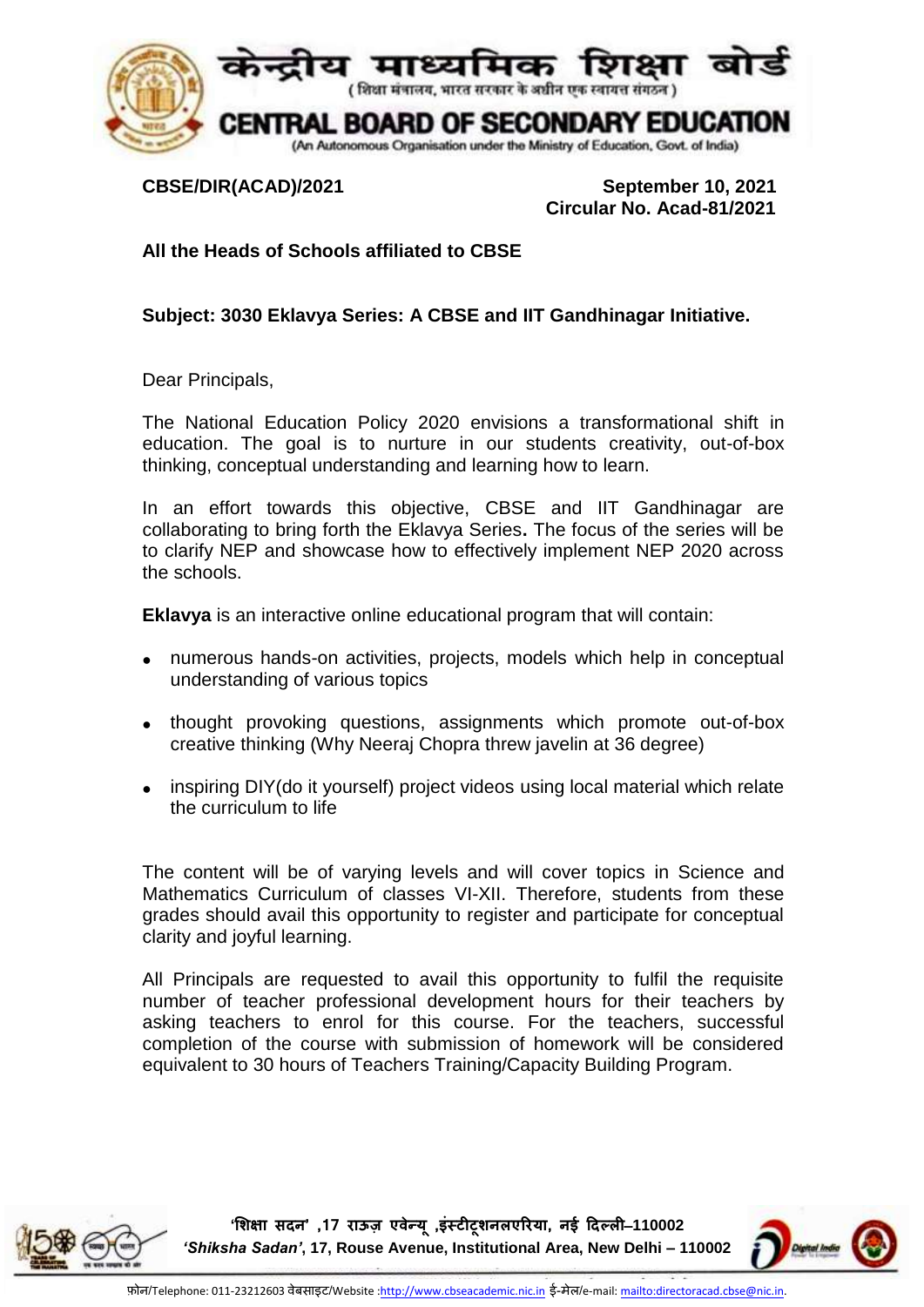# केन्द्रीय माध्यमिक शिक्षा बोर्ड

( शिक्षा मंत्रालय, भारत सरकार के अधीन एक स्वायत्त संगठन )

# CENTRAL BOARD OF SECONDARY EDUCATION

(An Autonomous Organisation under the Ministry of Education, Govt. of India)

**CBSE/DIR(ACAD)/2021** **September 10, 2021**

**Circular No. Acad-81/2021**

**All the Heads of Schools affiliated to CBSE**

**Subject: 3030 Eklavya Series: A CBSE and IIT Gandhinagar Initiative.**

Dear Principals,

The National Education Policy 2020 envisions a transformational shift in education. The goal is to nurture in our students creativity, out-of-box thinking, conceptual understanding and learning how to learn.

In an effort towards this objective, CBSE and IIT Gandhinagar are collaborating to bring forth the Eklavya Series**.** The focus of the series will be to clarify NEP and showcase how to effectively implement NEP 2020 across the schools.

**Eklavya** is an interactive online educational program that will contain:

- numerous hands-on activities, projects, models which help in conceptual understanding of various topics
- thought provoking questions, assignments which promote out-of-box creative thinking (Why Neeraj Chopra threw javelin at 36 degree)
- inspiring DIY(do it yourself) project videos using local material which relate the curriculum to life

The content will be of varying levels and will cover topics in Science and Mathematics Curriculum of classes VI-XII. Therefore, students from these grades should avail this opportunity to register and participate for conceptual clarity and joyful learning.

All Principals are requested to avail this opportunity to fulfil the requisite number of teacher professional development hours for their teachers by asking teachers to enrol for this course. For the teachers, successful completion of the course with submission of homework will be considered equivalent to 30 hours of Teachers Training/Capacity Building Program.

**'शिक्षा सदन' ,17 राऊज़ एवेन्यू ,इंस्टीटूशनलएरिया, नई दिल्ली–110002**
***'Shiksha Sadan'*, 17, Rouse Avenue, Institutional Area, New Delhi – 110002**

फ़ोन/Telephone: 011-23212603 वेबसाइट/Website :http://www.cbseacademic.nic.in ई-मेल/e-mail: mailto:directoracad.cbse@nic.in.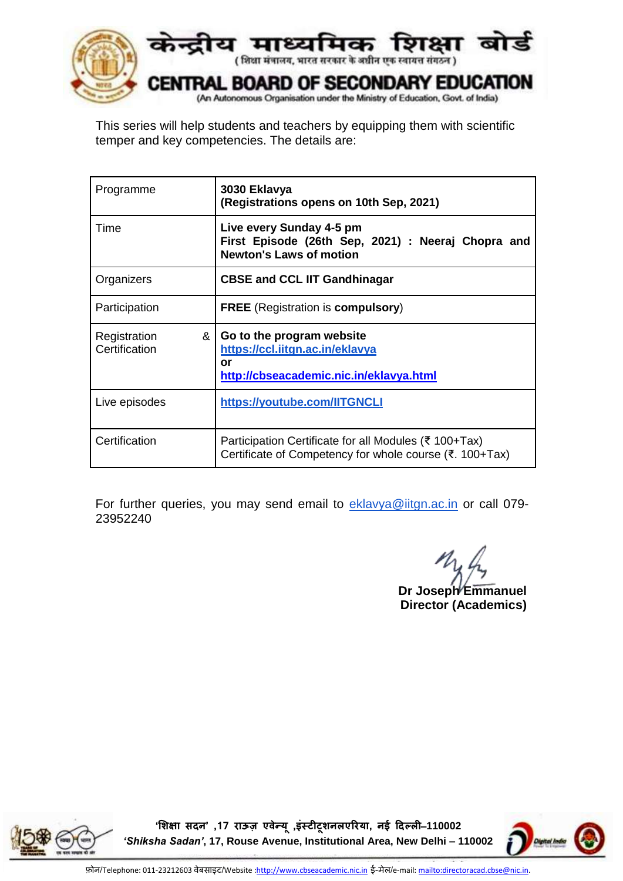This series will help students and teachers by equipping them with scientific temper and key competencies. The details are:

| Programme | **3030 Eklavya (Registrations opens on 10th Sep, 2021)** |
|---|---|
| Time | **Live every Sunday 4-5 pm First Episode (26th Sep, 2021) : Neeraj Chopra and Newton's Laws of motion** |
| Organizers | **CBSE and CCL IIT Gandhinagar** |
| Participation | **FREE** (Registration is **compulsory**) |
| Registration & Certification | **Go to the program website** **https://ccl.iitgn.ac.in/eklavya** **or** **http://cbseacademic.nic.in/eklavya.html** |
| Live episodes | **https://youtube.com/IITGNCLI** |
| Certification | Participation Certificate for all Modules (₹ 100+Tax) Certificate of Competency for whole course (₹. 100+Tax) |

For further queries, you may send email to eklavya@iitgn.ac.in or call 079-23952240

**Dr Joseph Emmanuel**
**Director (Academics)**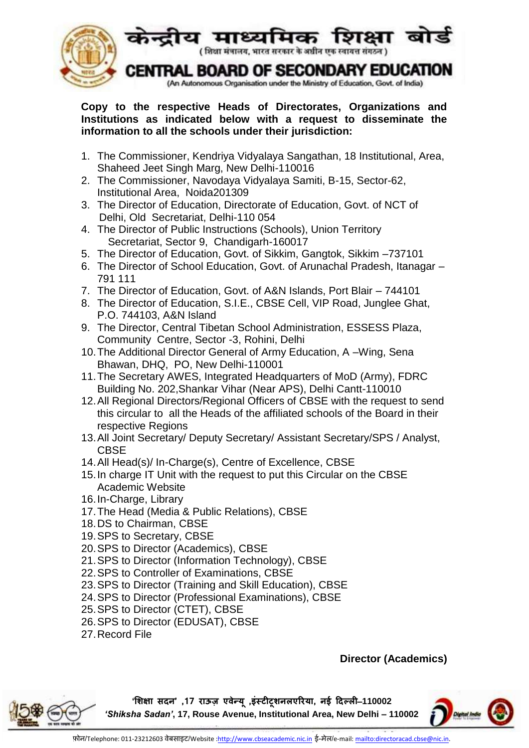**Copy to the respective Heads of Directorates, Organizations and Institutions as indicated below with a request to disseminate the information to all the schools under their jurisdiction:**

1. The Commissioner, Kendriya Vidyalaya Sangathan, 18 Institutional, Area, Shaheed Jeet Singh Marg, New Delhi-110016
2. The Commissioner, Navodaya Vidyalaya Samiti, B-15, Sector-62, Institutional Area, Noida201309
3. The Director of Education, Directorate of Education, Govt. of NCT of Delhi, Old Secretariat, Delhi-110 054
4. The Director of Public Instructions (Schools), Union Territory Secretariat, Sector 9, Chandigarh-160017
5. The Director of Education, Govt. of Sikkim, Gangtok, Sikkim –737101
6. The Director of School Education, Govt. of Arunachal Pradesh, Itanagar – 791 111
7. The Director of Education, Govt. of A&N Islands, Port Blair – 744101
8. The Director of Education, S.I.E., CBSE Cell, VIP Road, Junglee Ghat, P.O. 744103, A&N Island
9. The Director, Central Tibetan School Administration, ESSESS Plaza, Community Centre, Sector -3, Rohini, Delhi
10. The Additional Director General of Army Education, A –Wing, Sena Bhawan, DHQ, PO, New Delhi-110001
11. The Secretary AWES, Integrated Headquarters of MoD (Army), FDRC Building No. 202,Shankar Vihar (Near APS), Delhi Cantt-110010
12. All Regional Directors/Regional Officers of CBSE with the request to send this circular to all the Heads of the affiliated schools of the Board in their respective Regions
13. All Joint Secretary/ Deputy Secretary/ Assistant Secretary/SPS / Analyst, CBSE
14. All Head(s)/ In-Charge(s), Centre of Excellence, CBSE
15. In charge IT Unit with the request to put this Circular on the CBSE Academic Website
16. In-Charge, Library
17. The Head (Media & Public Relations), CBSE
18. DS to Chairman, CBSE
19. SPS to Secretary, CBSE
20. SPS to Director (Academics), CBSE
21. SPS to Director (Information Technology), CBSE
22. SPS to Controller of Examinations, CBSE
23. SPS to Director (Training and Skill Education), CBSE
24. SPS to Director (Professional Examinations), CBSE
25. SPS to Director (CTET), CBSE
26. SPS to Director (EDUSAT), CBSE
27. Record File

**Director (Academics)**